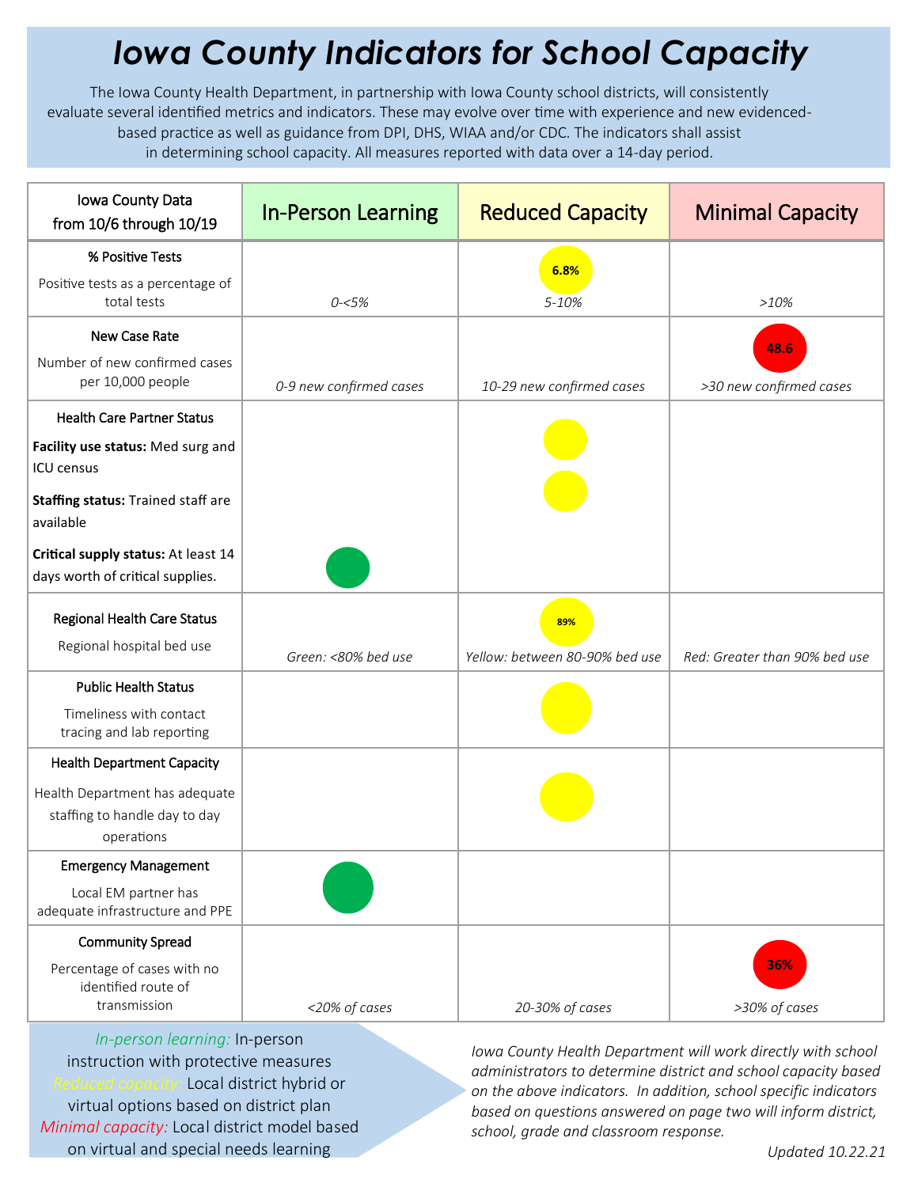# *Iowa County Indicators for School Capacity*

The Iowa County Health Department, in partnership with Iowa County school districts, will consistently evaluate several identified metrics and indicators. These may evolve over time with experience and new evidenced-based practice as well as guidance from DPI, DHS, WIAA and/or CDC. The indicators shall assist in determining school capacity. All measures reported with data over a 14-day period.

| Iowa County Data from 10/6 through 10/19 | In-Person Learning | Reduced Capacity | Minimal Capacity |
|---|---|---|---|
| **% Positive Tests**<br>Positive tests as a percentage of total tests | *0-<5%* | 6.8%<br>*5-10%* | *>10%* |
| **New Case Rate**<br>Number of new confirmed cases per 10,000 people | *0-9 new confirmed cases* | *10-29 new confirmed cases* | 48.6<br>*>30 new confirmed cases* |
| **Health Care Partner Status**<br>**Facility use status:** Med surg and ICU census<br>**Staffing status:** Trained staff are available<br>**Critical supply status:** At least 14 days worth of critical supplies. | ● (Critical supply status) | ● (Facility use status)<br>● (Staffing status) | |
| **Regional Health Care Status**<br>Regional hospital bed use | *Green: <80% bed use* | 89%<br>*Yellow: between 80-90% bed use* | *Red: Greater than 90% bed use* |
| **Public Health Status**<br>Timeliness with contact tracing and lab reporting | | ● | |
| **Health Department Capacity**<br>Health Department has adequate staffing to handle day to day operations | | ● | |
| **Emergency Management**<br>Local EM partner has adequate infrastructure and PPE | ● | | |
| **Community Spread**<br>Percentage of cases with no identified route of transmission | *<20% of cases* | *20-30% of cases* | 36%<br>*>30% of cases* |

*In-person learning:* In-person instruction with protective measures
*Reduced capacity:* Local district hybrid or virtual options based on district plan
*Minimal capacity:* Local district model based on virtual and special needs learning

*Iowa County Health Department will work directly with school administrators to determine district and school capacity based on the above indicators. In addition, school specific indicators based on questions answered on page two will inform district, school, grade and classroom response.*

*Updated 10.22.21*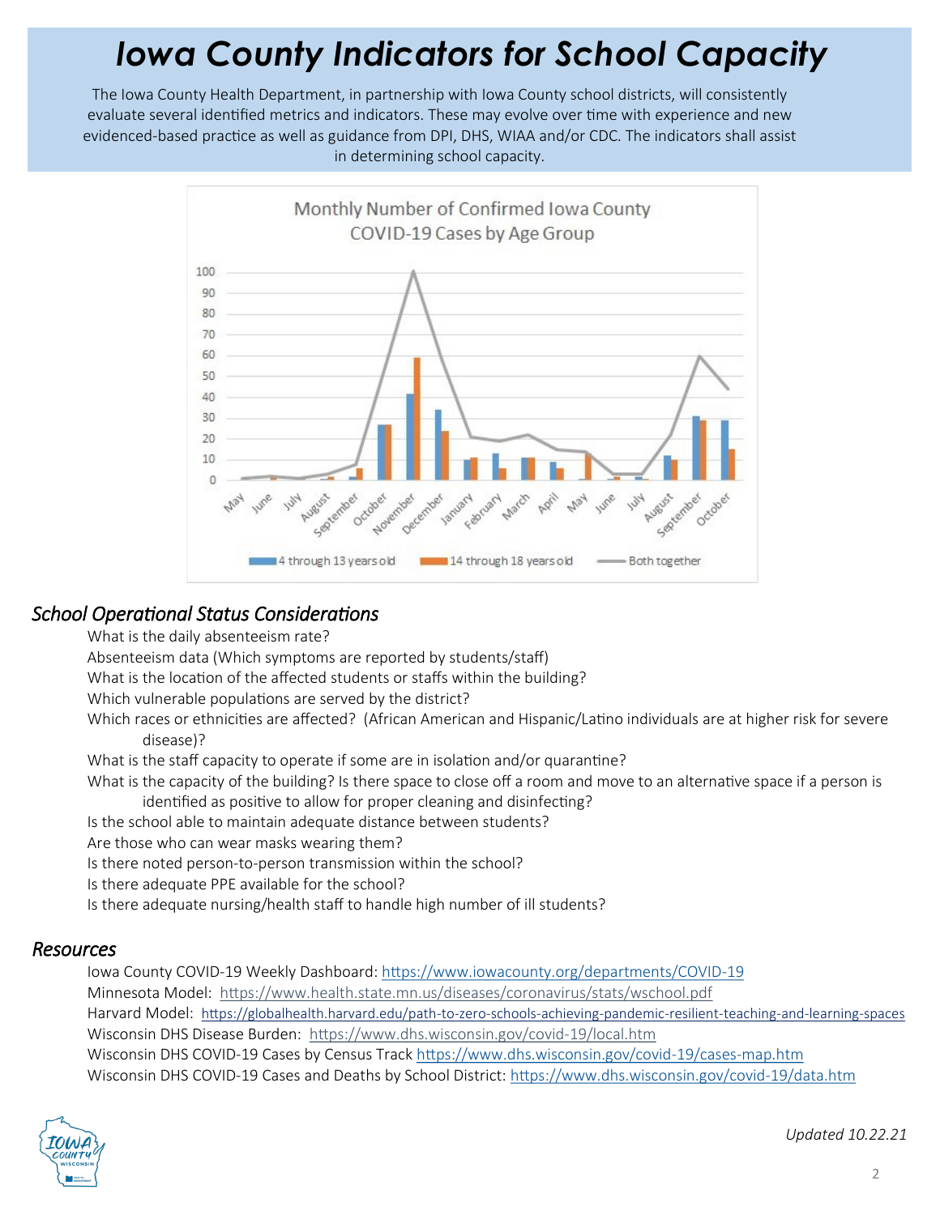# Iowa County Indicators for School Capacity

The Iowa County Health Department, in partnership with Iowa County school districts, will consistently evaluate several identified metrics and indicators. These may evolve over time with experience and new evidenced-based practice as well as guidance from DPI, DHS, WIAA and/or CDC. The indicators shall assist in determining school capacity.

Monthly Number of Confirmed Iowa County COVID-19 Cases by Age Group

100
90
80
70
60
50
40
30
20
10
0

May June July August September October November December January February March April May June July August September October

4 through 13 years old
14 through 18 years old
Both together

## *School Operational Status Considerations*

What is the daily absenteeism rate?
Absenteeism data (Which symptoms are reported by students/staff)
What is the location of the affected students or staffs within the building?
Which vulnerable populations are served by the district?
Which races or ethnicities are affected? (African American and Hispanic/Latino individuals are at higher risk for severe disease)?
What is the staff capacity to operate if some are in isolation and/or quarantine?
What is the capacity of the building? Is there space to close off a room and move to an alternative space if a person is identified as positive to allow for proper cleaning and disinfecting?
Is the school able to maintain adequate distance between students?
Are those who can wear masks wearing them?
Is there noted person-to-person transmission within the school?
Is there adequate PPE available for the school?
Is there adequate nursing/health staff to handle high number of ill students?

## *Resources*

Iowa County COVID-19 Weekly Dashboard: https://www.iowacounty.org/departments/COVID-19
Minnesota Model: https://www.health.state.mn.us/diseases/coronavirus/stats/wschool.pdf
Harvard Model: https://globalhealth.harvard.edu/path-to-zero-schools-achieving-pandemic-resilient-teaching-and-learning-spaces
Wisconsin DHS Disease Burden: https://www.dhs.wisconsin.gov/covid-19/local.htm
Wisconsin DHS COVID-19 Cases by Census Track https://www.dhs.wisconsin.gov/covid-19/cases-map.htm
Wisconsin DHS COVID-19 Cases and Deaths by School District: https://www.dhs.wisconsin.gov/covid-19/data.htm

*Updated 10.22.21*